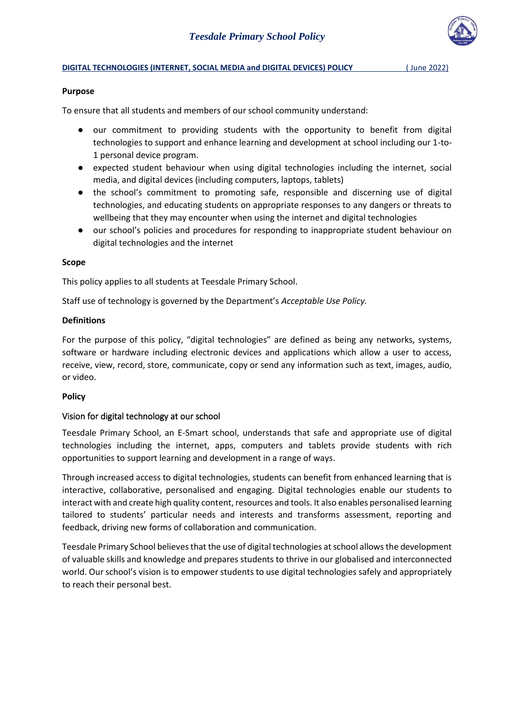# *Teesdale Primary School Policy*

**DIGITAL TECHNOLOGIES (INTERNET, SOCIAL MEDIA and DIGITAL DEVICES) POLICY** ( June 2022)

**Purpose**

To ensure that all students and members of our school community understand:

- our commitment to providing students with the opportunity to benefit from digital technologies to support and enhance learning and development at school including our 1-to-1 personal device program.
- expected student behaviour when using digital technologies including the internet, social media, and digital devices (including computers, laptops, tablets)
- the school's commitment to promoting safe, responsible and discerning use of digital technologies, and educating students on appropriate responses to any dangers or threats to wellbeing that they may encounter when using the internet and digital technologies
- our school's policies and procedures for responding to inappropriate student behaviour on digital technologies and the internet

**Scope**

This policy applies to all students at Teesdale Primary School.

Staff use of technology is governed by the Department's *Acceptable Use Policy.*

**Definitions**

For the purpose of this policy, "digital technologies" are defined as being any networks, systems, software or hardware including electronic devices and applications which allow a user to access, receive, view, record, store, communicate, copy or send any information such as text, images, audio, or video.

**Policy**

Vision for digital technology at our school

Teesdale Primary School, an E-Smart school, understands that safe and appropriate use of digital technologies including the internet, apps, computers and tablets provide students with rich opportunities to support learning and development in a range of ways.

Through increased access to digital technologies, students can benefit from enhanced learning that is interactive, collaborative, personalised and engaging. Digital technologies enable our students to interact with and create high quality content, resources and tools. It also enables personalised learning tailored to students' particular needs and interests and transforms assessment, reporting and feedback, driving new forms of collaboration and communication.

Teesdale Primary School believes that the use of digital technologies at school allows the development of valuable skills and knowledge and prepares students to thrive in our globalised and interconnected world. Our school's vision is to empower students to use digital technologies safely and appropriately to reach their personal best.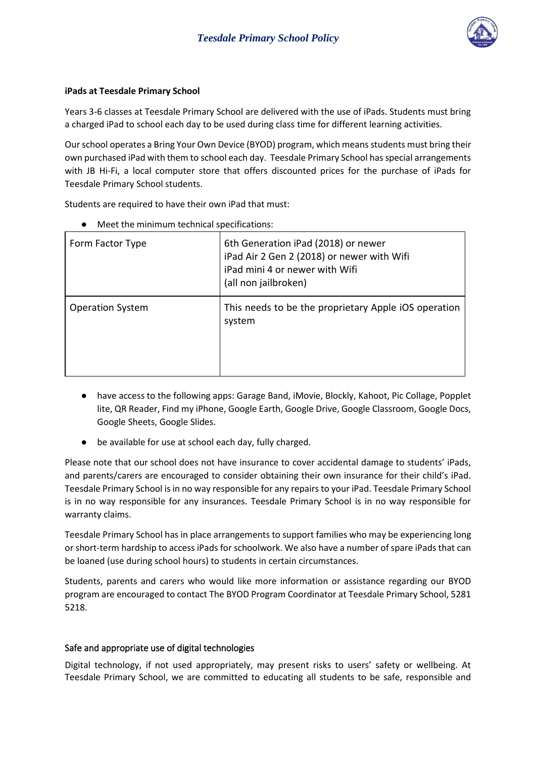**iPads at Teesdale Primary School**

Years 3-6 classes at Teesdale Primary School are delivered with the use of iPads. Students must bring a charged iPad to school each day to be used during class time for different learning activities.

Our school operates a Bring Your Own Device (BYOD) program, which means students must bring their own purchased iPad with them to school each day. Teesdale Primary School has special arrangements with JB Hi-Fi, a local computer store that offers discounted prices for the purchase of iPads for Teesdale Primary School students.

Students are required to have their own iPad that must:

- Meet the minimum technical specifications:

| Form Factor Type | 6th Generation iPad (2018) or newer<br>iPad Air 2 Gen 2 (2018) or newer with Wifi<br>iPad mini 4 or newer with Wifi<br>(all non jailbroken) |
|---|---|
| Operation System | This needs to be the proprietary Apple iOS operation system |

- have access to the following apps: Garage Band, iMovie, Blockly, Kahoot, Pic Collage, Popplet lite, QR Reader, Find my iPhone, Google Earth, Google Drive, Google Classroom, Google Docs, Google Sheets, Google Slides.
- be available for use at school each day, fully charged.

Please note that our school does not have insurance to cover accidental damage to students' iPads, and parents/carers are encouraged to consider obtaining their own insurance for their child's iPad. Teesdale Primary School is in no way responsible for any repairs to your iPad. Teesdale Primary School is in no way responsible for any insurances. Teesdale Primary School is in no way responsible for warranty claims.

Teesdale Primary School has in place arrangements to support families who may be experiencing long or short-term hardship to access iPads for schoolwork. We also have a number of spare iPads that can be loaned (use during school hours) to students in certain circumstances.

Students, parents and carers who would like more information or assistance regarding our BYOD program are encouraged to contact The BYOD Program Coordinator at Teesdale Primary School, 5281 5218.

## Safe and appropriate use of digital technologies

Digital technology, if not used appropriately, may present risks to users' safety or wellbeing. At Teesdale Primary School, we are committed to educating all students to be safe, responsible and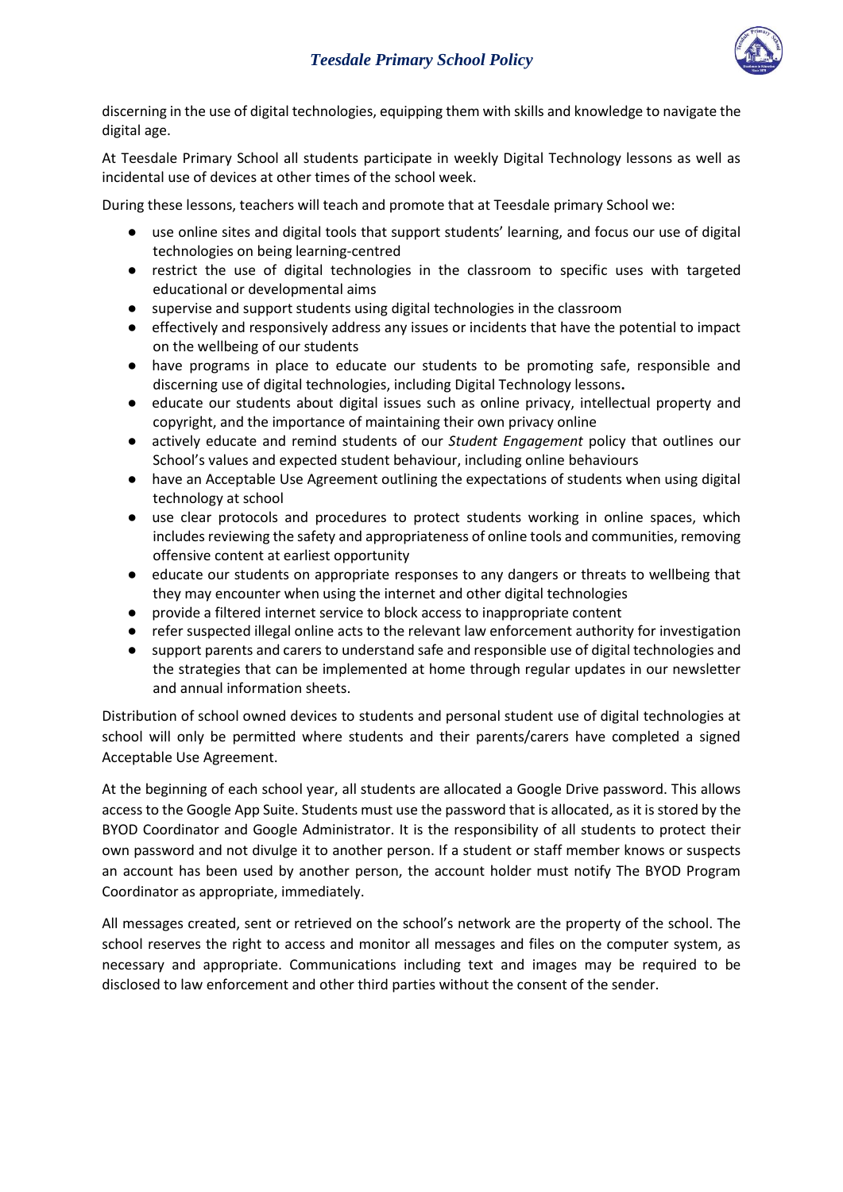discerning in the use of digital technologies, equipping them with skills and knowledge to navigate the digital age.

At Teesdale Primary School all students participate in weekly Digital Technology lessons as well as incidental use of devices at other times of the school week.

During these lessons, teachers will teach and promote that at Teesdale primary School we:

- use online sites and digital tools that support students' learning, and focus our use of digital technologies on being learning-centred
- restrict the use of digital technologies in the classroom to specific uses with targeted educational or developmental aims
- supervise and support students using digital technologies in the classroom
- effectively and responsively address any issues or incidents that have the potential to impact on the wellbeing of our students
- have programs in place to educate our students to be promoting safe, responsible and discerning use of digital technologies, including Digital Technology lessons**.**
- educate our students about digital issues such as online privacy, intellectual property and copyright, and the importance of maintaining their own privacy online
- actively educate and remind students of our *Student Engagement* policy that outlines our School's values and expected student behaviour, including online behaviours
- have an Acceptable Use Agreement outlining the expectations of students when using digital technology at school
- use clear protocols and procedures to protect students working in online spaces, which includes reviewing the safety and appropriateness of online tools and communities, removing offensive content at earliest opportunity
- educate our students on appropriate responses to any dangers or threats to wellbeing that they may encounter when using the internet and other digital technologies
- provide a filtered internet service to block access to inappropriate content
- refer suspected illegal online acts to the relevant law enforcement authority for investigation
- support parents and carers to understand safe and responsible use of digital technologies and the strategies that can be implemented at home through regular updates in our newsletter and annual information sheets.

Distribution of school owned devices to students and personal student use of digital technologies at school will only be permitted where students and their parents/carers have completed a signed Acceptable Use Agreement.

At the beginning of each school year, all students are allocated a Google Drive password. This allows access to the Google App Suite. Students must use the password that is allocated, as it is stored by the BYOD Coordinator and Google Administrator. It is the responsibility of all students to protect their own password and not divulge it to another person. If a student or staff member knows or suspects an account has been used by another person, the account holder must notify The BYOD Program Coordinator as appropriate, immediately.

All messages created, sent or retrieved on the school's network are the property of the school. The school reserves the right to access and monitor all messages and files on the computer system, as necessary and appropriate. Communications including text and images may be required to be disclosed to law enforcement and other third parties without the consent of the sender.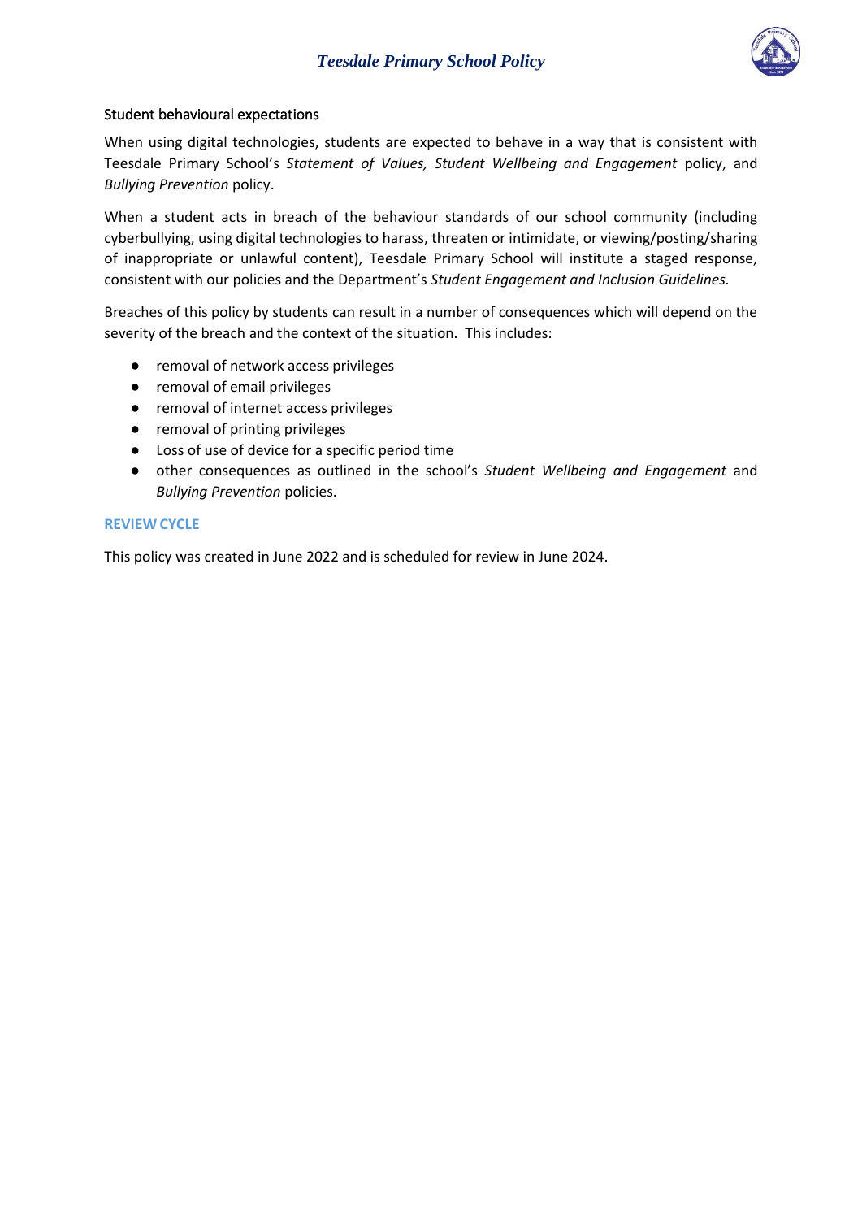### Student behavioural expectations

When using digital technologies, students are expected to behave in a way that is consistent with Teesdale Primary School's *Statement of Values, Student Wellbeing and Engagement* policy, and *Bullying Prevention* policy.

When a student acts in breach of the behaviour standards of our school community (including cyberbullying, using digital technologies to harass, threaten or intimidate, or viewing/posting/sharing of inappropriate or unlawful content), Teesdale Primary School will institute a staged response, consistent with our policies and the Department's *Student Engagement and Inclusion Guidelines.*

Breaches of this policy by students can result in a number of consequences which will depend on the severity of the breach and the context of the situation. This includes:

- removal of network access privileges
- removal of email privileges
- removal of internet access privileges
- removal of printing privileges
- Loss of use of device for a specific period time
- other consequences as outlined in the school's *Student Wellbeing and Engagement* and *Bullying Prevention* policies.

## REVIEW CYCLE

This policy was created in June 2022 and is scheduled for review in June 2024.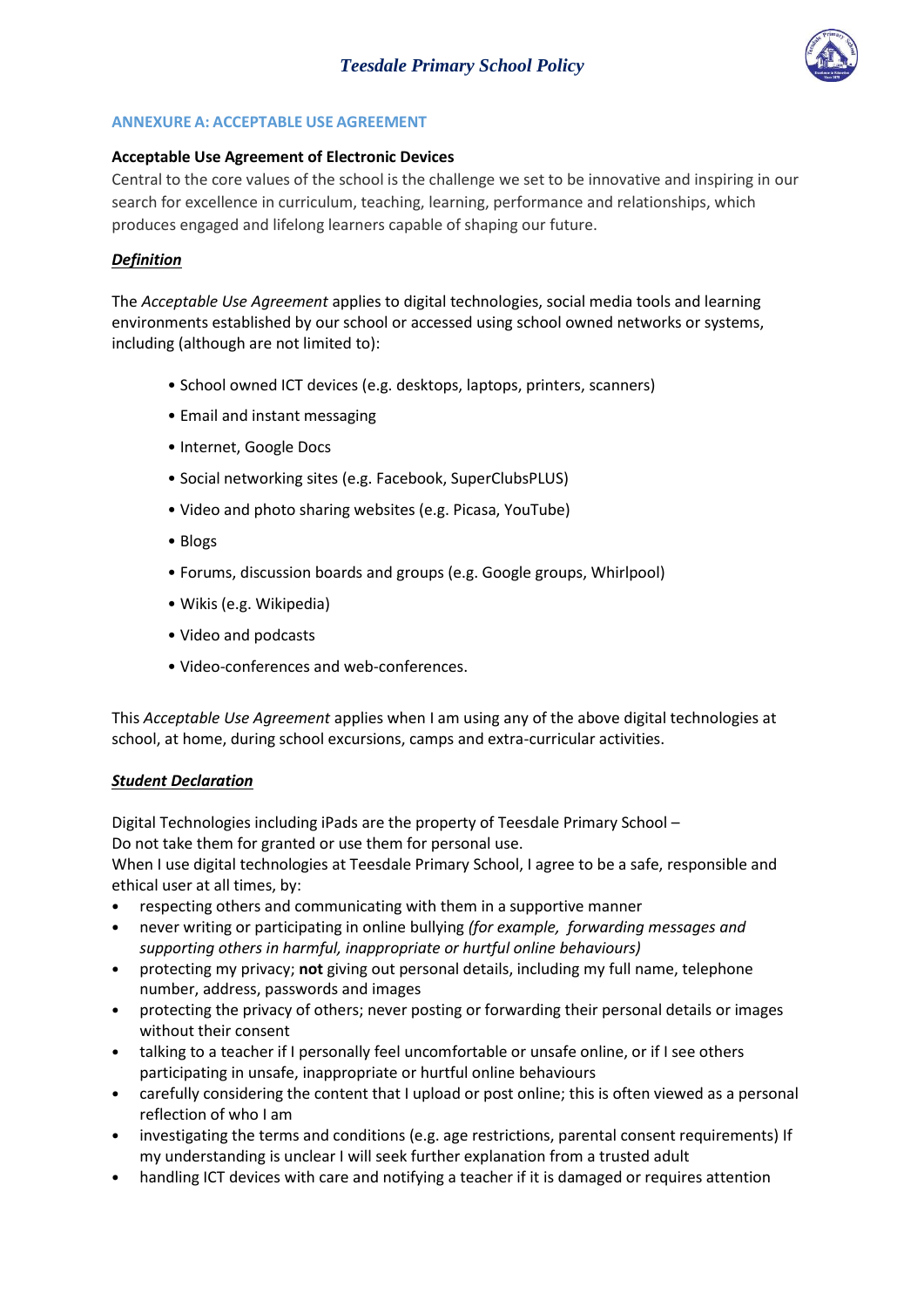### ANNEXURE A: ACCEPTABLE USE AGREEMENT

**Acceptable Use Agreement of Electronic Devices**

Central to the core values of the school is the challenge we set to be innovative and inspiring in our search for excellence in curriculum, teaching, learning, performance and relationships, which produces engaged and lifelong learners capable of shaping our future.

***Definition***

The *Acceptable Use Agreement* applies to digital technologies, social media tools and learning environments established by our school or accessed using school owned networks or systems, including (although are not limited to):

- School owned ICT devices (e.g. desktops, laptops, printers, scanners)
- Email and instant messaging
- Internet, Google Docs
- Social networking sites (e.g. Facebook, SuperClubsPLUS)
- Video and photo sharing websites (e.g. Picasa, YouTube)
- Blogs
- Forums, discussion boards and groups (e.g. Google groups, Whirlpool)
- Wikis (e.g. Wikipedia)
- Video and podcasts
- Video-conferences and web-conferences.

This *Acceptable Use Agreement* applies when I am using any of the above digital technologies at school, at home, during school excursions, camps and extra-curricular activities.

***Student Declaration***

Digital Technologies including iPads are the property of Teesdale Primary School –
Do not take them for granted or use them for personal use.
When I use digital technologies at Teesdale Primary School, I agree to be a safe, responsible and ethical user at all times, by:

- respecting others and communicating with them in a supportive manner
- never writing or participating in online bullying *(for example, forwarding messages and supporting others in harmful, inappropriate or hurtful online behaviours)*
- protecting my privacy; **not** giving out personal details, including my full name, telephone number, address, passwords and images
- protecting the privacy of others; never posting or forwarding their personal details or images without their consent
- talking to a teacher if I personally feel uncomfortable or unsafe online, or if I see others participating in unsafe, inappropriate or hurtful online behaviours
- carefully considering the content that I upload or post online; this is often viewed as a personal reflection of who I am
- investigating the terms and conditions (e.g. age restrictions, parental consent requirements) If my understanding is unclear I will seek further explanation from a trusted adult
- handling ICT devices with care and notifying a teacher if it is damaged or requires attention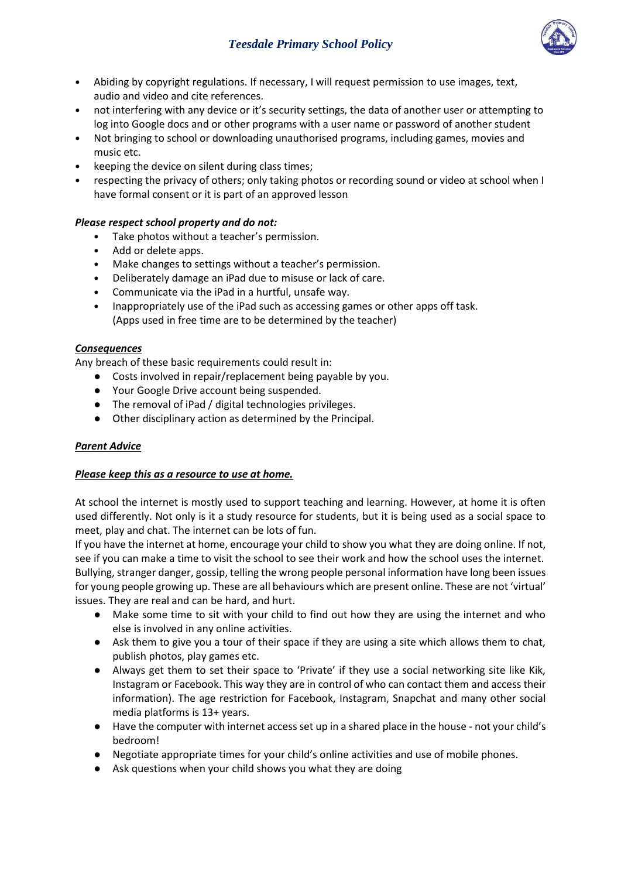- Abiding by copyright regulations. If necessary, I will request permission to use images, text, audio and video and cite references.
- not interfering with any device or it's security settings, the data of another user or attempting to log into Google docs and or other programs with a user name or password of another student
- Not bringing to school or downloading unauthorised programs, including games, movies and music etc.
- keeping the device on silent during class times;
- respecting the privacy of others; only taking photos or recording sound or video at school when I have formal consent or it is part of an approved lesson

***Please respect school property and do not:***

- Take photos without a teacher's permission.
- Add or delete apps.
- Make changes to settings without a teacher's permission.
- Deliberately damage an iPad due to misuse or lack of care.
- Communicate via the iPad in a hurtful, unsafe way.
- Inappropriately use of the iPad such as accessing games or other apps off task. (Apps used in free time are to be determined by the teacher)

***Consequences***

Any breach of these basic requirements could result in:

- Costs involved in repair/replacement being payable by you.
- Your Google Drive account being suspended.
- The removal of iPad / digital technologies privileges.
- Other disciplinary action as determined by the Principal.

***Parent Advice***

***Please keep this as a resource to use at home.***

At school the internet is mostly used to support teaching and learning. However, at home it is often used differently. Not only is it a study resource for students, but it is being used as a social space to meet, play and chat. The internet can be lots of fun.

If you have the internet at home, encourage your child to show you what they are doing online. If not, see if you can make a time to visit the school to see their work and how the school uses the internet. Bullying, stranger danger, gossip, telling the wrong people personal information have long been issues for young people growing up. These are all behaviours which are present online. These are not 'virtual' issues. They are real and can be hard, and hurt.

- Make some time to sit with your child to find out how they are using the internet and who else is involved in any online activities.
- Ask them to give you a tour of their space if they are using a site which allows them to chat, publish photos, play games etc.
- Always get them to set their space to 'Private' if they use a social networking site like Kik, Instagram or Facebook. This way they are in control of who can contact them and access their information). The age restriction for Facebook, Instagram, Snapchat and many other social media platforms is 13+ years.
- Have the computer with internet access set up in a shared place in the house - not your child's bedroom!
- Negotiate appropriate times for your child's online activities and use of mobile phones.
- Ask questions when your child shows you what they are doing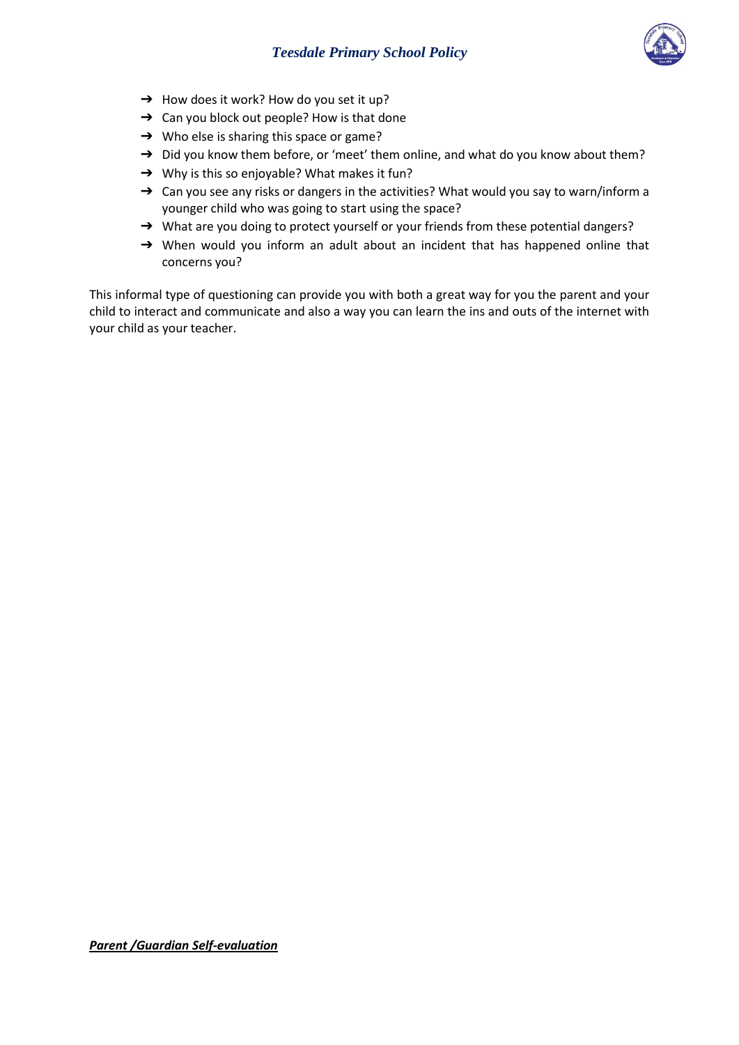- How does it work? How do you set it up?
- Can you block out people? How is that done
- Who else is sharing this space or game?
- Did you know them before, or 'meet' them online, and what do you know about them?
- Why is this so enjoyable? What makes it fun?
- Can you see any risks or dangers in the activities? What would you say to warn/inform a younger child who was going to start using the space?
- What are you doing to protect yourself or your friends from these potential dangers?
- When would you inform an adult about an incident that has happened online that concerns you?

This informal type of questioning can provide you with both a great way for you the parent and your child to interact and communicate and also a way you can learn the ins and outs of the internet with your child as your teacher.

***Parent /Guardian Self-evaluation***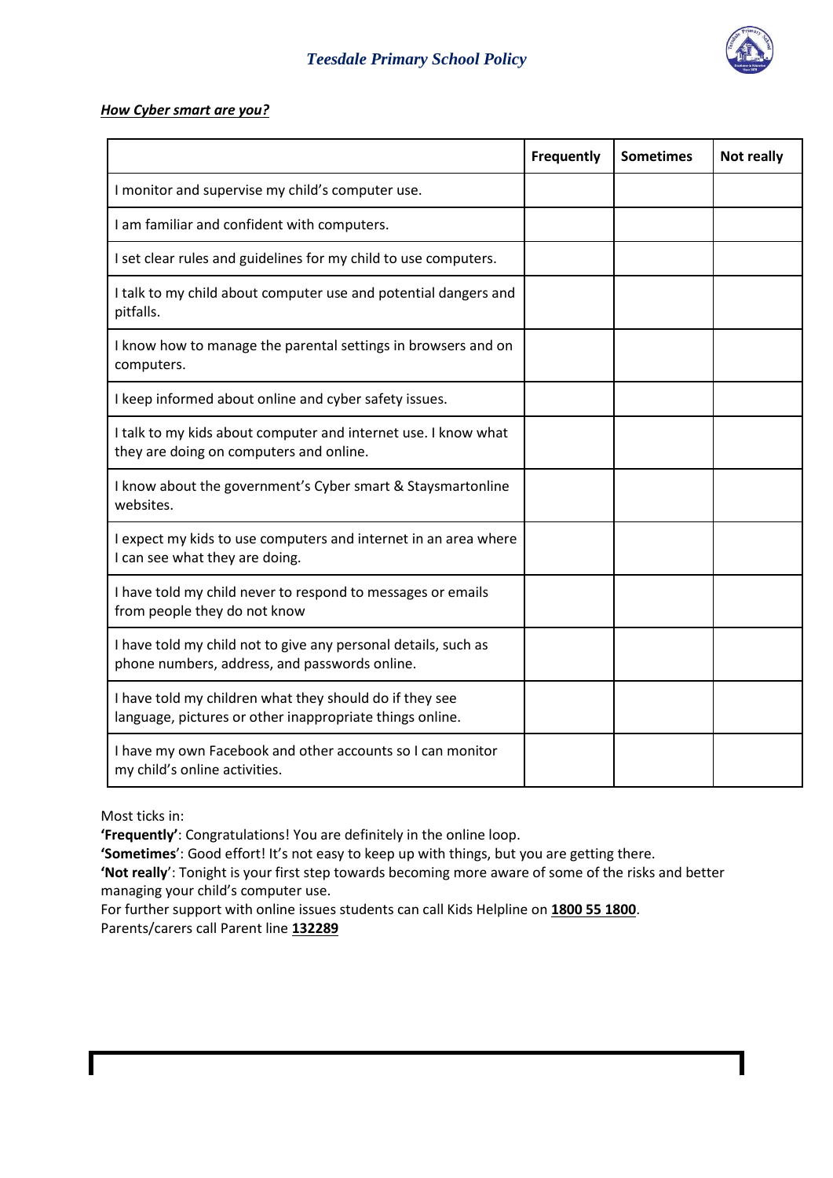***How Cyber smart are you?***

| | Frequently | Sometimes | Not really |
|---|---|---|---|
| I monitor and supervise my child's computer use. | | | |
| I am familiar and confident with computers. | | | |
| I set clear rules and guidelines for my child to use computers. | | | |
| I talk to my child about computer use and potential dangers and pitfalls. | | | |
| I know how to manage the parental settings in browsers and on computers. | | | |
| I keep informed about online and cyber safety issues. | | | |
| I talk to my kids about computer and internet use. I know what they are doing on computers and online. | | | |
| I know about the government's Cyber smart & Staysmartonline websites. | | | |
| I expect my kids to use computers and internet in an area where I can see what they are doing. | | | |
| I have told my child never to respond to messages or emails from people they do not know | | | |
| I have told my child not to give any personal details, such as phone numbers, address, and passwords online. | | | |
| I have told my children what they should do if they see language, pictures or other inappropriate things online. | | | |
| I have my own Facebook and other accounts so I can monitor my child's online activities. | | | |

Most ticks in:
**'Frequently'**: Congratulations! You are definitely in the online loop.
**'Sometimes'**: Good effort! It's not easy to keep up with things, but you are getting there.
**'Not really'**: Tonight is your first step towards becoming more aware of some of the risks and better managing your child's computer use.
For further support with online issues students can call Kids Helpline on **1800 55 1800**.
Parents/carers call Parent line **132289**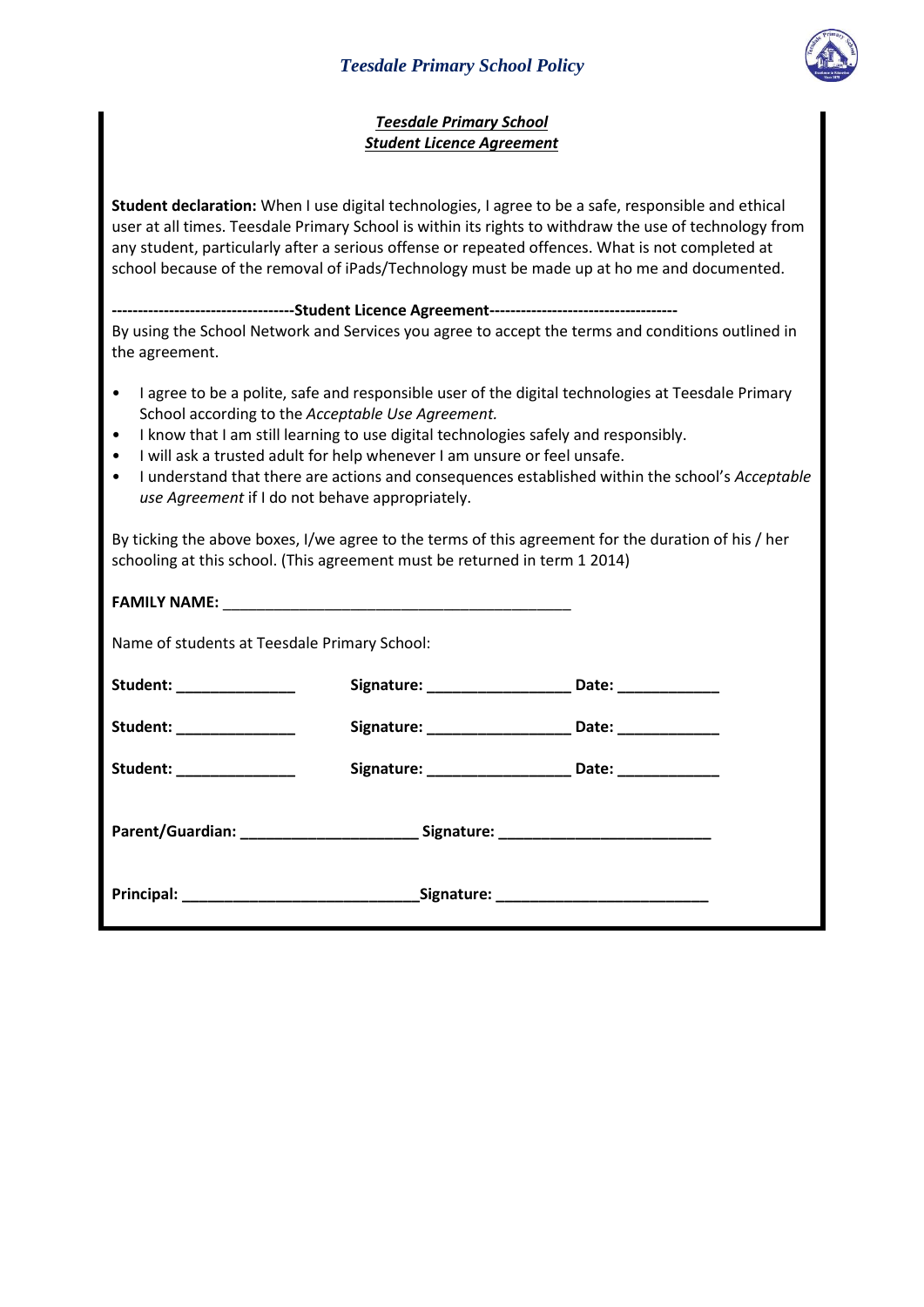***Teesdale Primary School***
***Student Licence Agreement***

**Student declaration:** When I use digital technologies, I agree to be a safe, responsible and ethical user at all times. Teesdale Primary School is within its rights to withdraw the use of technology from any student, particularly after a serious offense or repeated offences. What is not completed at school because of the removal of iPads/Technology must be made up at ho me and documented.

**-----------------------------------Student Licence Agreement------------------------------------**

By using the School Network and Services you agree to accept the terms and conditions outlined in the agreement.

- I agree to be a polite, safe and responsible user of the digital technologies at Teesdale Primary School according to the *Acceptable Use Agreement.*
- I know that I am still learning to use digital technologies safely and responsibly.
- I will ask a trusted adult for help whenever I am unsure or feel unsafe.
- I understand that there are actions and consequences established within the school's *Acceptable use Agreement* if I do not behave appropriately.

By ticking the above boxes, I/we agree to the terms of this agreement for the duration of his / her schooling at this school. (This agreement must be returned in term 1 2014)

**FAMILY NAME:** __________________________________________

Name of students at Teesdale Primary School:

**Student:** ______________ **Signature:** _________________ **Date:** ____________

**Student:** ______________ **Signature:** _________________ **Date:** ____________

**Student:** ______________ **Signature:** _________________ **Date:** ____________

**Parent/Guardian:** _____________________ **Signature:** _________________________

**Principal:** ____________________________ **Signature:** _________________________